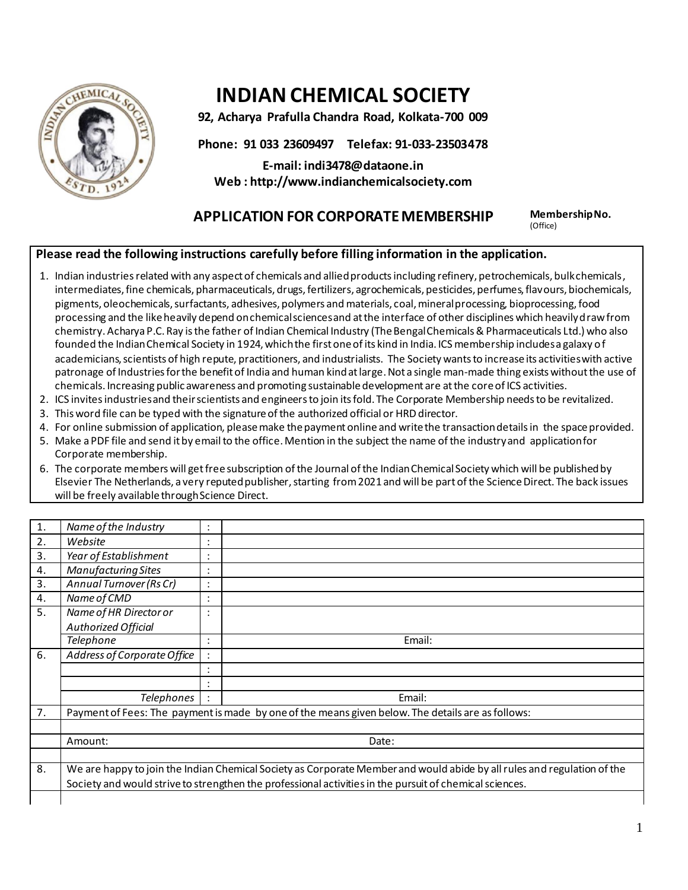# INDIAN CHEMICAL SOCIETY

**92, Acharya Prafulla Chandra Road, Kolkata-700 009**

**Phone: 91 033 23609497 Telefax: 91-033-23503478**

**E-mail: indi3478@dataone.in**
**Web : http://www.indianchemicalsociety.com**

## APPLICATION FOR CORPORATE MEMBERSHIP

**Membership No.**
(Office)

**Please read the following instructions carefully before filling information in the application.**

1. Indian industries related with any aspect of chemicals and allied products including refinery, petrochemicals, bulk chemicals, intermediates, fine chemicals, pharmaceuticals, drugs, fertilizers, agrochemicals, pesticides, perfumes, flavours, biochemicals, pigments, oleochemicals, surfactants, adhesives, polymers and materials, coal, mineral processing, bioprocessing, food processing and the like heavily depend on chemical sciences and at the interface of other disciplines which heavily draw from chemistry. Acharya P.C. Ray is the father of Indian Chemical Industry (The Bengal Chemicals & Pharmaceuticals Ltd.) who also founded the Indian Chemical Society in 1924, which the first one of its kind in India. ICS membership includes a galaxy of academicians, scientists of high repute, practitioners, and industrialists. The Society wants to increase its activities with active patronage of Industries for the benefit of India and human kind at large. Not a single man-made thing exists without the use of chemicals. Increasing public awareness and promoting sustainable development are at the core of ICS activities.
2. ICS invites industries and their scientists and engineers to join its fold. The Corporate Membership needs to be revitalized.
3. This word file can be typed with the signature of the authorized official or HRD director.
4. For online submission of application, please make the payment online and write the transaction details in the space provided.
5. Make a PDF file and send it by email to the office. Mention in the subject the name of the industry and application for Corporate membership.
6. The corporate members will get free subscription of the Journal of the Indian Chemical Society which will be published by Elsevier The Netherlands, a very reputed publisher, starting from 2021 and will be part of the Science Direct. The back issues will be freely available through Science Direct.

| | | | |
|---|---|---|---|
| 1. | *Name of the Industry* | : | |
| 2. | *Website* | : | |
| 3. | *Year of Establishment* | : | |
| 4. | *Manufacturing Sites* | : | |
| 3. | *Annual Turnover (Rs Cr)* | : | |
| 4. | *Name of CMD* | : | |
| 5. | *Name of HR Director or Authorized Official* | : | |
| | *Telephone* | : | Email: |
| 6. | *Address of Corporate Office* | : | |
| | | : | |
| | | : | |
| | *Telephones* | : | Email: |
| 7. | Payment of Fees: The payment is made by one of the means given below. The details are as follows: | | |
| | | | |
| | Amount: | | Date: |
| | | | |
| 8. | We are happy to join the Indian Chemical Society as Corporate Member and would abide by all rules and regulation of the Society and would strive to strengthen the professional activities in the pursuit of chemical sciences. | | |
| | | | |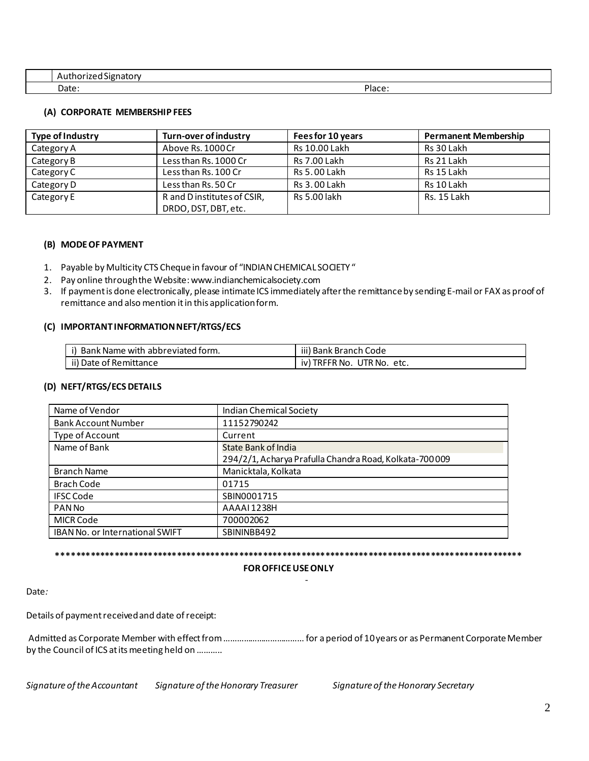| | Authorized Signatory |
|---|---|
| Date: | Place: |

### (A) CORPORATE MEMBERSHIP FEES

| Type of Industry | Turn-over of industry | Fees for 10 years | Permanent Membership |
|---|---|---|---|
| Category A | Above Rs. 1000 Cr | Rs 10.00 Lakh | Rs 30 Lakh |
| Category B | Less than Rs. 1000 Cr | Rs 7.00 Lakh | Rs 21 Lakh |
| Category C | Less than Rs. 100 Cr | Rs 5.00 Lakh | Rs 15 Lakh |
| Category D | Less than Rs. 50 Cr | Rs 3.00 Lakh | Rs 10 Lakh |
| Category E | R and D institutes of CSIR, DRDO, DST, DBT, etc. | Rs 5.00 lakh | Rs. 15 Lakh |

### (B) MODE OF PAYMENT

1. Payable by Multicity CTS Cheque in favour of "INDIAN CHEMICAL SOCIETY "
2. Pay online through the Website: www.indianchemicalsociety.com
3. If payment is done electronically, please intimate ICS immediately after the remittance by sending E-mail or FAX as proof of remittance and also mention it in this application form.

### (C) IMPORTANT INFORMATION NEFT/RTGS/ECS

| i) Bank Name with abbreviated form. | iii) Bank Branch Code |
|---|---|
| ii) Date of Remittance | iv) TRFFR No. UTR No. etc. |

### (D) NEFT/RTGS/ECS DETAILS

| Name of Vendor | Indian Chemical Society |
|---|---|
| Bank Account Number | 11152790242 |
| Type of Account | Current |
| Name of Bank | State Bank of India<br>294/2/1, Acharya Prafulla Chandra Road, Kolkata-700 009 |
| Branch Name | Manicktala, Kolkata |
| Brach Code | 01715 |
| IFSC Code | SBIN0001715 |
| PAN No | AAAAI 1238H |
| MICR Code | 700002062 |
| IBAN No. or International SWIFT | SBININBB492 |

*****************************************************************************************************

**FOR OFFICE USE ONLY**

Date:

Details of payment received and date of receipt:

Admitted as Corporate Member with effect from ……………………………… for a period of 10 years or as Permanent Corporate Member by the Council of ICS at its meeting held on ………..

*Signature of the Accountant* *Signature of the Honorary Treasurer* *Signature of the Honorary Secretary*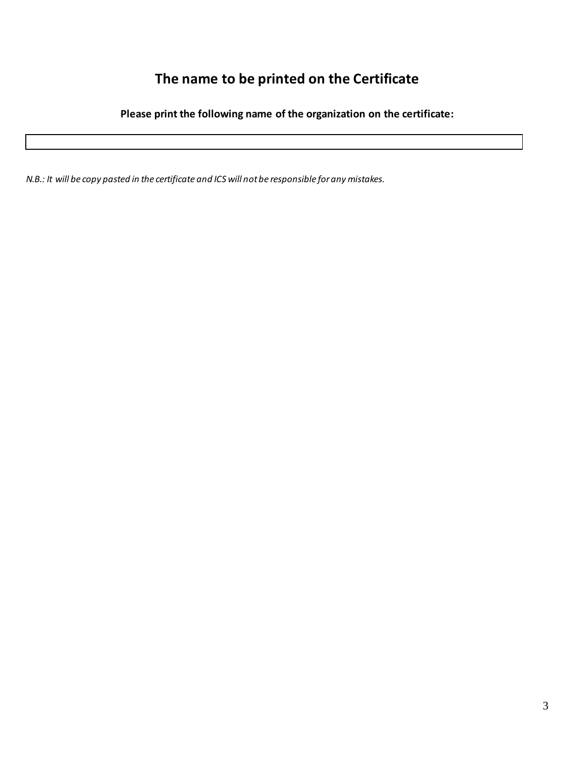# The name to be printed on the Certificate

**Please print the following name of the organization on the certificate:**

| |
|---|
| |

*N.B.: It will be copy pasted in the certificate and ICS will not be responsible for any mistakes.*